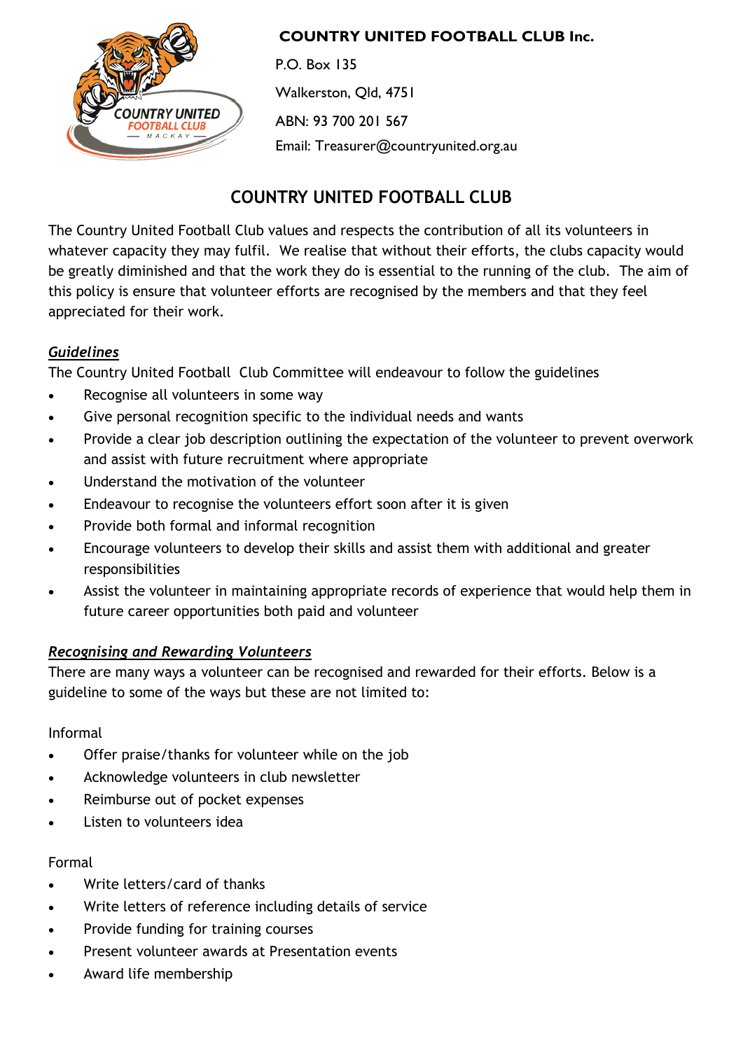**COUNTRY UNITED FOOTBALL CLUB Inc.**

P.O. Box 135

Walkerston, Qld, 4751

ABN: 93 700 201 567

Email: Treasurer@countryunited.org.au

# COUNTRY UNITED FOOTBALL CLUB

The Country United Football Club values and respects the contribution of all its volunteers in whatever capacity they may fulfil. We realise that without their efforts, the clubs capacity would be greatly diminished and that the work they do is essential to the running of the club. The aim of this policy is ensure that volunteer efforts are recognised by the members and that they feel appreciated for their work.

***Guidelines***

The Country United Football Club Committee will endeavour to follow the guidelines

- Recognise all volunteers in some way
- Give personal recognition specific to the individual needs and wants
- Provide a clear job description outlining the expectation of the volunteer to prevent overwork and assist with future recruitment where appropriate
- Understand the motivation of the volunteer
- Endeavour to recognise the volunteers effort soon after it is given
- Provide both formal and informal recognition
- Encourage volunteers to develop their skills and assist them with additional and greater responsibilities
- Assist the volunteer in maintaining appropriate records of experience that would help them in future career opportunities both paid and volunteer

***Recognising and Rewarding Volunteers***

There are many ways a volunteer can be recognised and rewarded for their efforts. Below is a guideline to some of the ways but these are not limited to:

Informal

- Offer praise/thanks for volunteer while on the job
- Acknowledge volunteers in club newsletter
- Reimburse out of pocket expenses
- Listen to volunteers idea

Formal

- Write letters/card of thanks
- Write letters of reference including details of service
- Provide funding for training courses
- Present volunteer awards at Presentation events
- Award life membership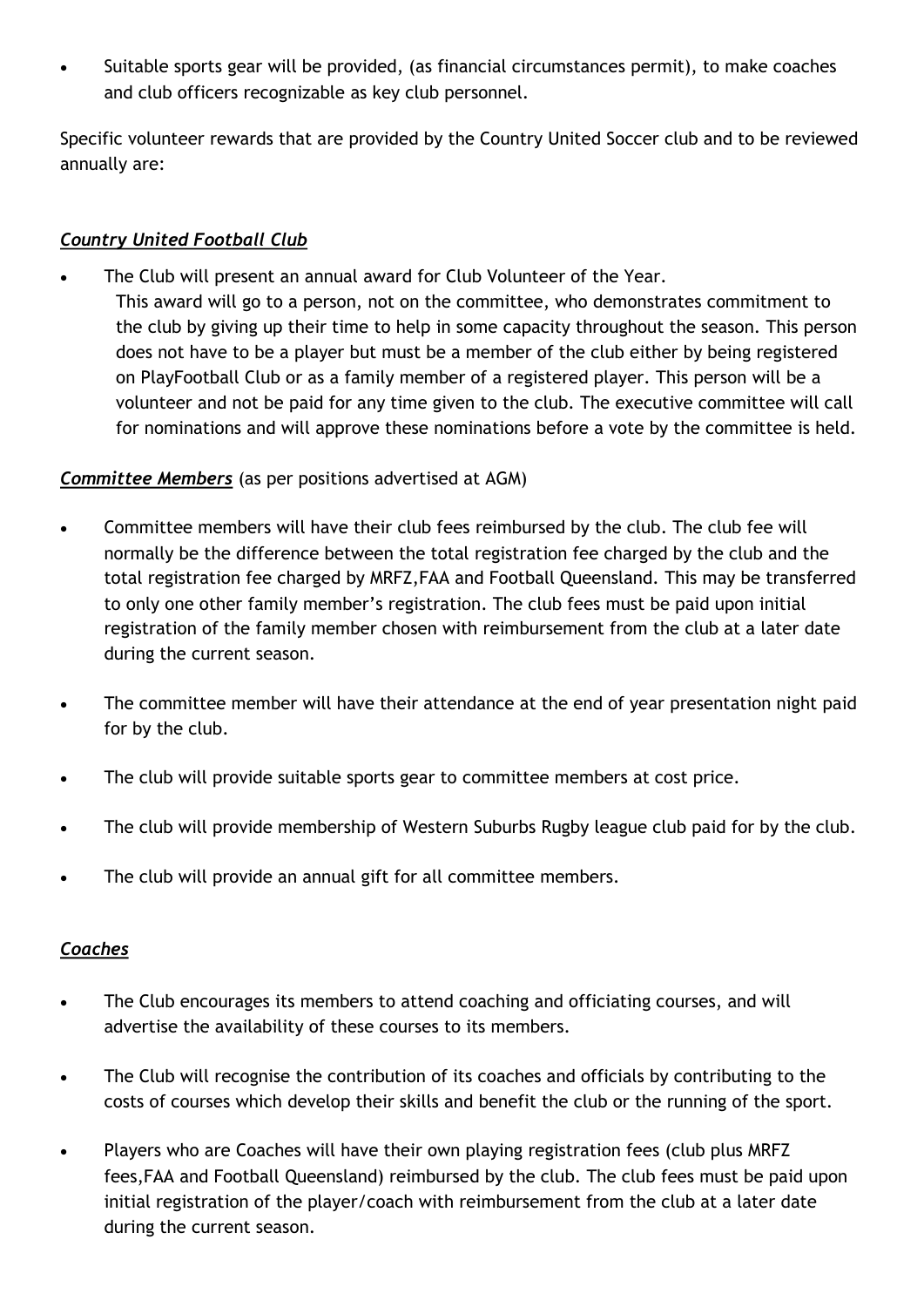- Suitable sports gear will be provided, (as financial circumstances permit), to make coaches and club officers recognizable as key club personnel.

Specific volunteer rewards that are provided by the Country United Soccer club and to be reviewed annually are:

***Country United Football Club***

- The Club will present an annual award for Club Volunteer of the Year.
  This award will go to a person, not on the committee, who demonstrates commitment to the club by giving up their time to help in some capacity throughout the season. This person does not have to be a player but must be a member of the club either by being registered on PlayFootball Club or as a family member of a registered player. This person will be a volunteer and not be paid for any time given to the club. The executive committee will call for nominations and will approve these nominations before a vote by the committee is held.

***Committee Members*** (as per positions advertised at AGM)

- Committee members will have their club fees reimbursed by the club. The club fee will normally be the difference between the total registration fee charged by the club and the total registration fee charged by MRFZ,FAA and Football Queensland. This may be transferred to only one other family member's registration. The club fees must be paid upon initial registration of the family member chosen with reimbursement from the club at a later date during the current season.

- The committee member will have their attendance at the end of year presentation night paid for by the club.

- The club will provide suitable sports gear to committee members at cost price.

- The club will provide membership of Western Suburbs Rugby league club paid for by the club.

- The club will provide an annual gift for all committee members.

***Coaches***

- The Club encourages its members to attend coaching and officiating courses, and will advertise the availability of these courses to its members.

- The Club will recognise the contribution of its coaches and officials by contributing to the costs of courses which develop their skills and benefit the club or the running of the sport.

- Players who are Coaches will have their own playing registration fees (club plus MRFZ fees,FAA and Football Queensland) reimbursed by the club. The club fees must be paid upon initial registration of the player/coach with reimbursement from the club at a later date during the current season.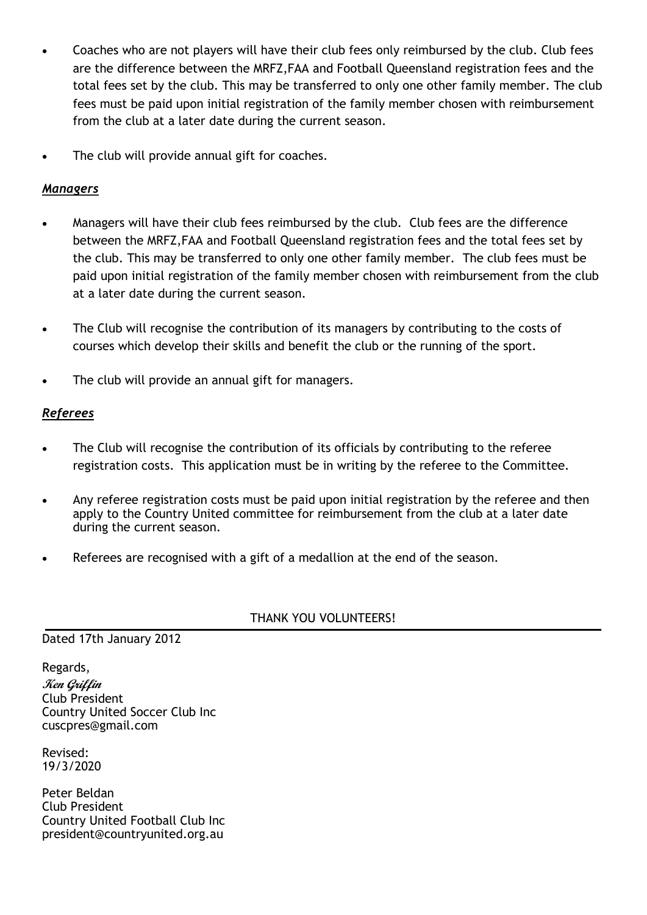- Coaches who are not players will have their club fees only reimbursed by the club. Club fees are the difference between the MRFZ,FAA and Football Queensland registration fees and the total fees set by the club. This may be transferred to only one other family member. The club fees must be paid upon initial registration of the family member chosen with reimbursement from the club at a later date during the current season.
- The club will provide annual gift for coaches.

### *Managers*

- Managers will have their club fees reimbursed by the club. Club fees are the difference between the MRFZ,FAA and Football Queensland registration fees and the total fees set by the club. This may be transferred to only one other family member. The club fees must be paid upon initial registration of the family member chosen with reimbursement from the club at a later date during the current season.
- The Club will recognise the contribution of its managers by contributing to the costs of courses which develop their skills and benefit the club or the running of the sport.
- The club will provide an annual gift for managers.

### *Referees*

- The Club will recognise the contribution of its officials by contributing to the referee registration costs. This application must be in writing by the referee to the Committee.
- Any referee registration costs must be paid upon initial registration by the referee and then apply to the Country United committee for reimbursement from the club at a later date during the current season.
- Referees are recognised with a gift of a medallion at the end of the season.

THANK YOU VOLUNTEERS!

Dated 17th January 2012

Regards,
Ken Griffin
Club President
Country United Soccer Club Inc
cuscpres@gmail.com

Revised:
19/3/2020

Peter Beldan
Club President
Country United Football Club Inc
president@countryunited.org.au